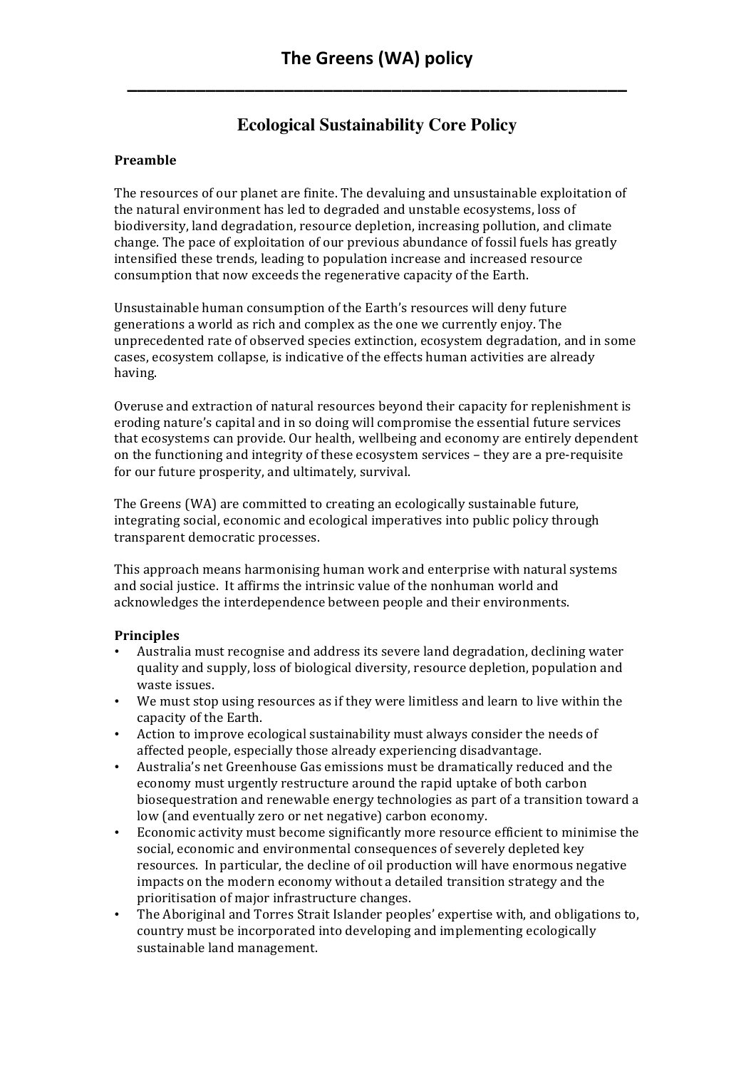# The Greens (WA) policy

## Ecological Sustainability Core Policy

### Preamble

The resources of our planet are finite. The devaluing and unsustainable exploitation of the natural environment has led to degraded and unstable ecosystems, loss of biodiversity, land degradation, resource depletion, increasing pollution, and climate change. The pace of exploitation of our previous abundance of fossil fuels has greatly intensified these trends, leading to population increase and increased resource consumption that now exceeds the regenerative capacity of the Earth.

Unsustainable human consumption of the Earth's resources will deny future generations a world as rich and complex as the one we currently enjoy. The unprecedented rate of observed species extinction, ecosystem degradation, and in some cases, ecosystem collapse, is indicative of the effects human activities are already having.

Overuse and extraction of natural resources beyond their capacity for replenishment is eroding nature's capital and in so doing will compromise the essential future services that ecosystems can provide. Our health, wellbeing and economy are entirely dependent on the functioning and integrity of these ecosystem services – they are a pre-requisite for our future prosperity, and ultimately, survival.

The Greens (WA) are committed to creating an ecologically sustainable future, integrating social, economic and ecological imperatives into public policy through transparent democratic processes.

This approach means harmonising human work and enterprise with natural systems and social justice. It affirms the intrinsic value of the nonhuman world and acknowledges the interdependence between people and their environments.

### Principles

- Australia must recognise and address its severe land degradation, declining water quality and supply, loss of biological diversity, resource depletion, population and waste issues.
- We must stop using resources as if they were limitless and learn to live within the capacity of the Earth.
- Action to improve ecological sustainability must always consider the needs of affected people, especially those already experiencing disadvantage.
- Australia's net Greenhouse Gas emissions must be dramatically reduced and the economy must urgently restructure around the rapid uptake of both carbon biosequestration and renewable energy technologies as part of a transition toward a low (and eventually zero or net negative) carbon economy.
- Economic activity must become significantly more resource efficient to minimise the social, economic and environmental consequences of severely depleted key resources. In particular, the decline of oil production will have enormous negative impacts on the modern economy without a detailed transition strategy and the prioritisation of major infrastructure changes.
- The Aboriginal and Torres Strait Islander peoples' expertise with, and obligations to, country must be incorporated into developing and implementing ecologically sustainable land management.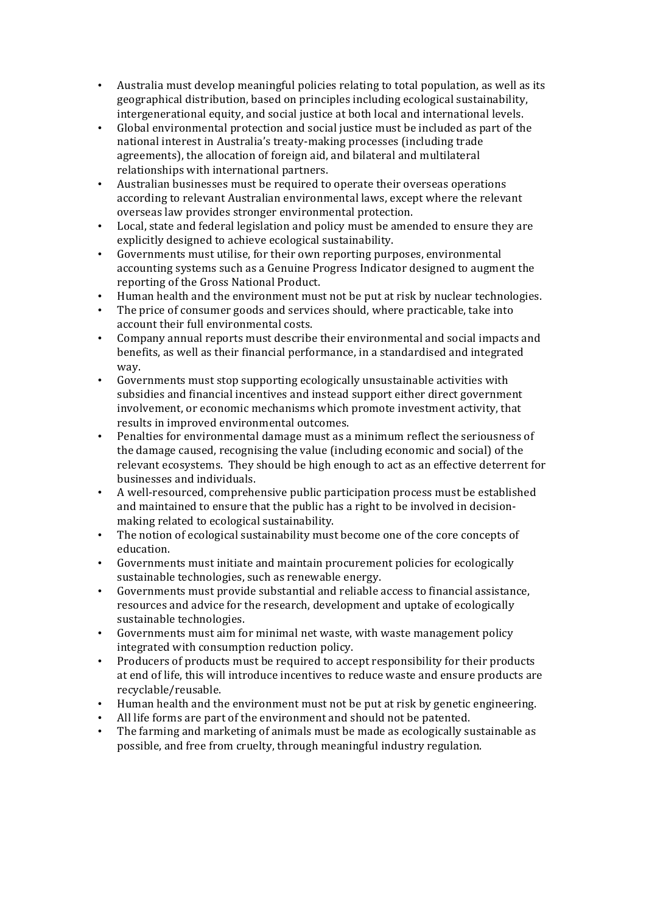- Australia must develop meaningful policies relating to total population, as well as its geographical distribution, based on principles including ecological sustainability, intergenerational equity, and social justice at both local and international levels.
- Global environmental protection and social justice must be included as part of the national interest in Australia's treaty-making processes (including trade agreements), the allocation of foreign aid, and bilateral and multilateral relationships with international partners.
- Australian businesses must be required to operate their overseas operations according to relevant Australian environmental laws, except where the relevant overseas law provides stronger environmental protection.
- Local, state and federal legislation and policy must be amended to ensure they are explicitly designed to achieve ecological sustainability.
- Governments must utilise, for their own reporting purposes, environmental accounting systems such as a Genuine Progress Indicator designed to augment the reporting of the Gross National Product.
- Human health and the environment must not be put at risk by nuclear technologies.
- The price of consumer goods and services should, where practicable, take into account their full environmental costs.
- Company annual reports must describe their environmental and social impacts and benefits, as well as their financial performance, in a standardised and integrated way.
- Governments must stop supporting ecologically unsustainable activities with subsidies and financial incentives and instead support either direct government involvement, or economic mechanisms which promote investment activity, that results in improved environmental outcomes.
- Penalties for environmental damage must as a minimum reflect the seriousness of the damage caused, recognising the value (including economic and social) of the relevant ecosystems. They should be high enough to act as an effective deterrent for businesses and individuals.
- A well-resourced, comprehensive public participation process must be established and maintained to ensure that the public has a right to be involved in decision-making related to ecological sustainability.
- The notion of ecological sustainability must become one of the core concepts of education.
- Governments must initiate and maintain procurement policies for ecologically sustainable technologies, such as renewable energy.
- Governments must provide substantial and reliable access to financial assistance, resources and advice for the research, development and uptake of ecologically sustainable technologies.
- Governments must aim for minimal net waste, with waste management policy integrated with consumption reduction policy.
- Producers of products must be required to accept responsibility for their products at end of life, this will introduce incentives to reduce waste and ensure products are recyclable/reusable.
- Human health and the environment must not be put at risk by genetic engineering.
- All life forms are part of the environment and should not be patented.
- The farming and marketing of animals must be made as ecologically sustainable as possible, and free from cruelty, through meaningful industry regulation.